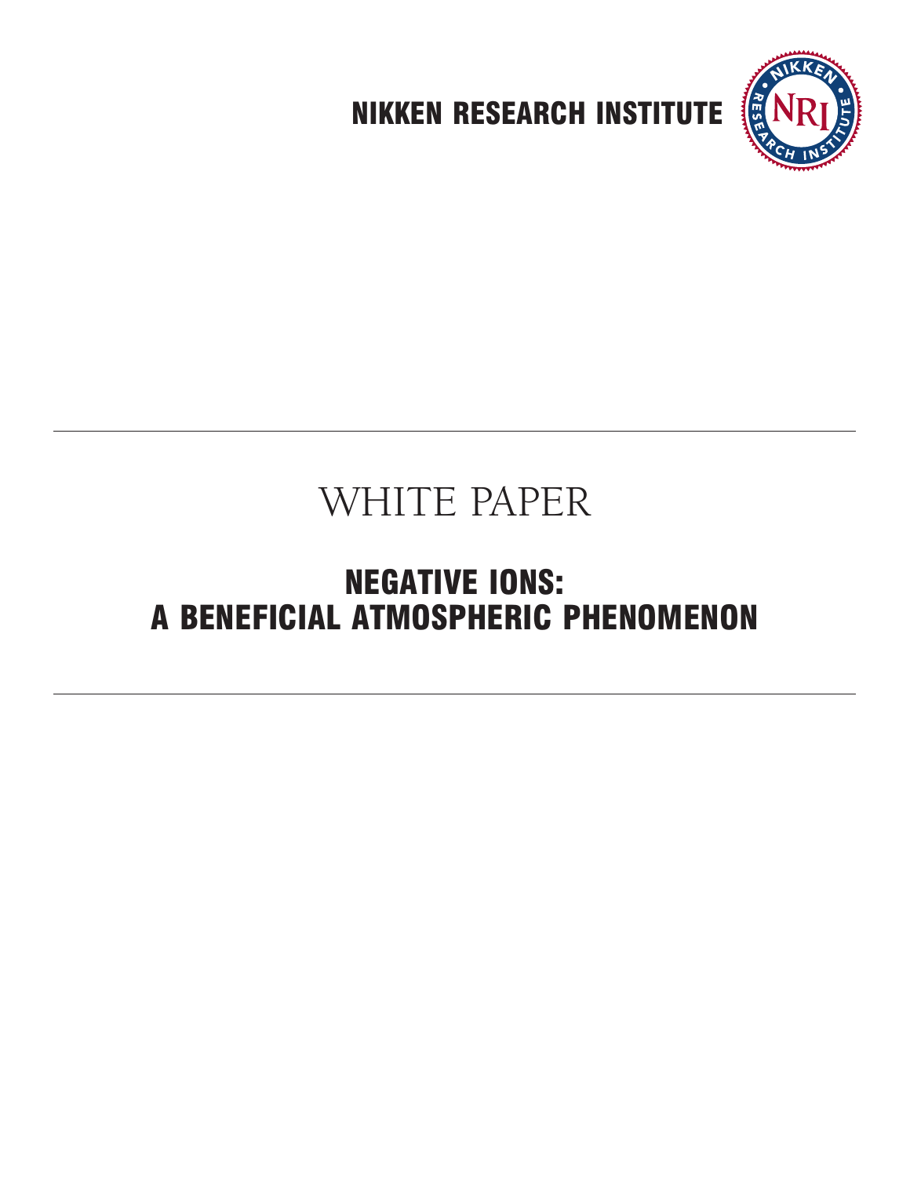NIKKEN RESEARCH INSTITUTE

# WHITE PAPER

## NEGATIVE IONS: A BENEFICIAL ATMOSPHERIC PHENOMENON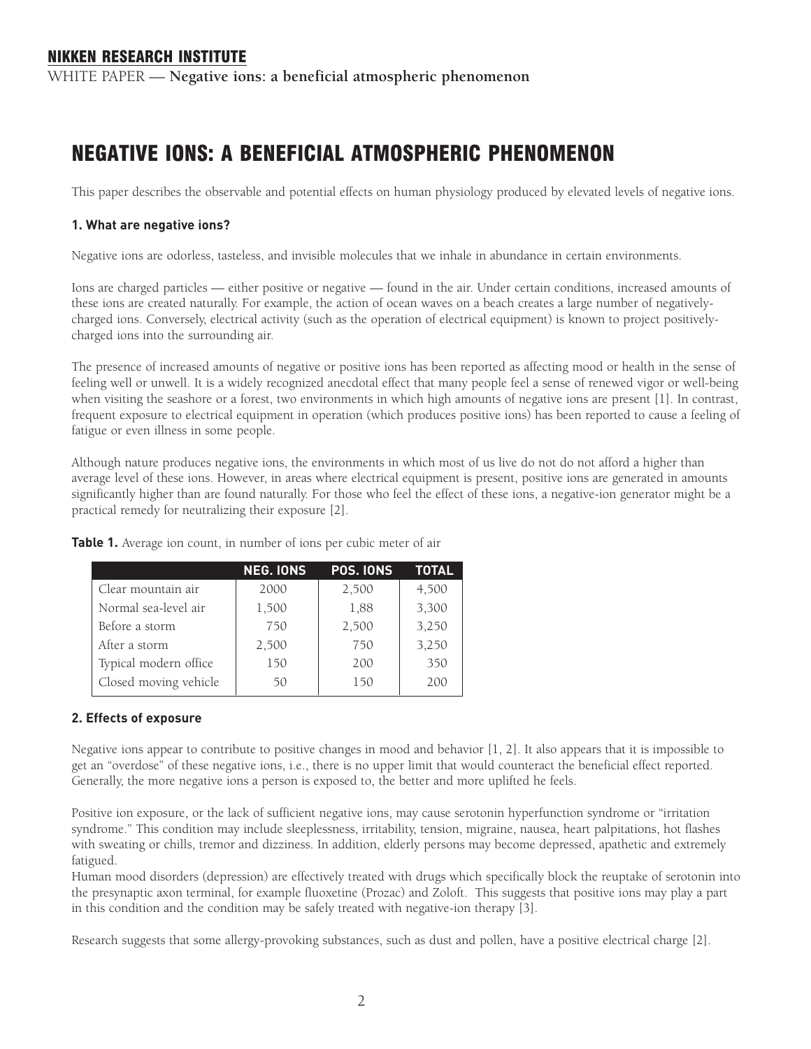# NEGATIVE IONS: A BENEFICIAL ATMOSPHERIC PHENOMENON

This paper describes the observable and potential effects on human physiology produced by elevated levels of negative ions.

### 1. What are negative ions?

Negative ions are odorless, tasteless, and invisible molecules that we inhale in abundance in certain environments.

Ions are charged particles — either positive or negative — found in the air. Under certain conditions, increased amounts of these ions are created naturally. For example, the action of ocean waves on a beach creates a large number of negatively-charged ions. Conversely, electrical activity (such as the operation of electrical equipment) is known to project positively-charged ions into the surrounding air.

The presence of increased amounts of negative or positive ions has been reported as affecting mood or health in the sense of feeling well or unwell. It is a widely recognized anecdotal effect that many people feel a sense of renewed vigor or well-being when visiting the seashore or a forest, two environments in which high amounts of negative ions are present [1]. In contrast, frequent exposure to electrical equipment in operation (which produces positive ions) has been reported to cause a feeling of fatigue or even illness in some people.

Although nature produces negative ions, the environments in which most of us live do not do not afford a higher than average level of these ions. However, in areas where electrical equipment is present, positive ions are generated in amounts significantly higher than are found naturally. For those who feel the effect of these ions, a negative-ion generator might be a practical remedy for neutralizing their exposure [2].

**Table 1.** Average ion count, in number of ions per cubic meter of air

| | NEG. IONS | POS. IONS | TOTAL |
|---|---|---|---|
| Clear mountain air | 2000 | 2,500 | 4,500 |
| Normal sea-level air | 1,500 | 1,88 | 3,300 |
| Before a storm | 750 | 2,500 | 3,250 |
| After a storm | 2,500 | 750 | 3,250 |
| Typical modern office | 150 | 200 | 350 |
| Closed moving vehicle | 50 | 150 | 200 |

### 2. Effects of exposure

Negative ions appear to contribute to positive changes in mood and behavior [1, 2]. It also appears that it is impossible to get an "overdose" of these negative ions, i.e., there is no upper limit that would counteract the beneficial effect reported. Generally, the more negative ions a person is exposed to, the better and more uplifted he feels.

Positive ion exposure, or the lack of sufficient negative ions, may cause serotonin hyperfunction syndrome or "irritation syndrome." This condition may include sleeplessness, irritability, tension, migraine, nausea, heart palpitations, hot flashes with sweating or chills, tremor and dizziness. In addition, elderly persons may become depressed, apathetic and extremely fatigued.

Human mood disorders (depression) are effectively treated with drugs which specifically block the reuptake of serotonin into the presynaptic axon terminal, for example fluoxetine (Prozac) and Zoloft. This suggests that positive ions may play a part in this condition and the condition may be safely treated with negative-ion therapy [3].

Research suggests that some allergy-provoking substances, such as dust and pollen, have a positive electrical charge [2].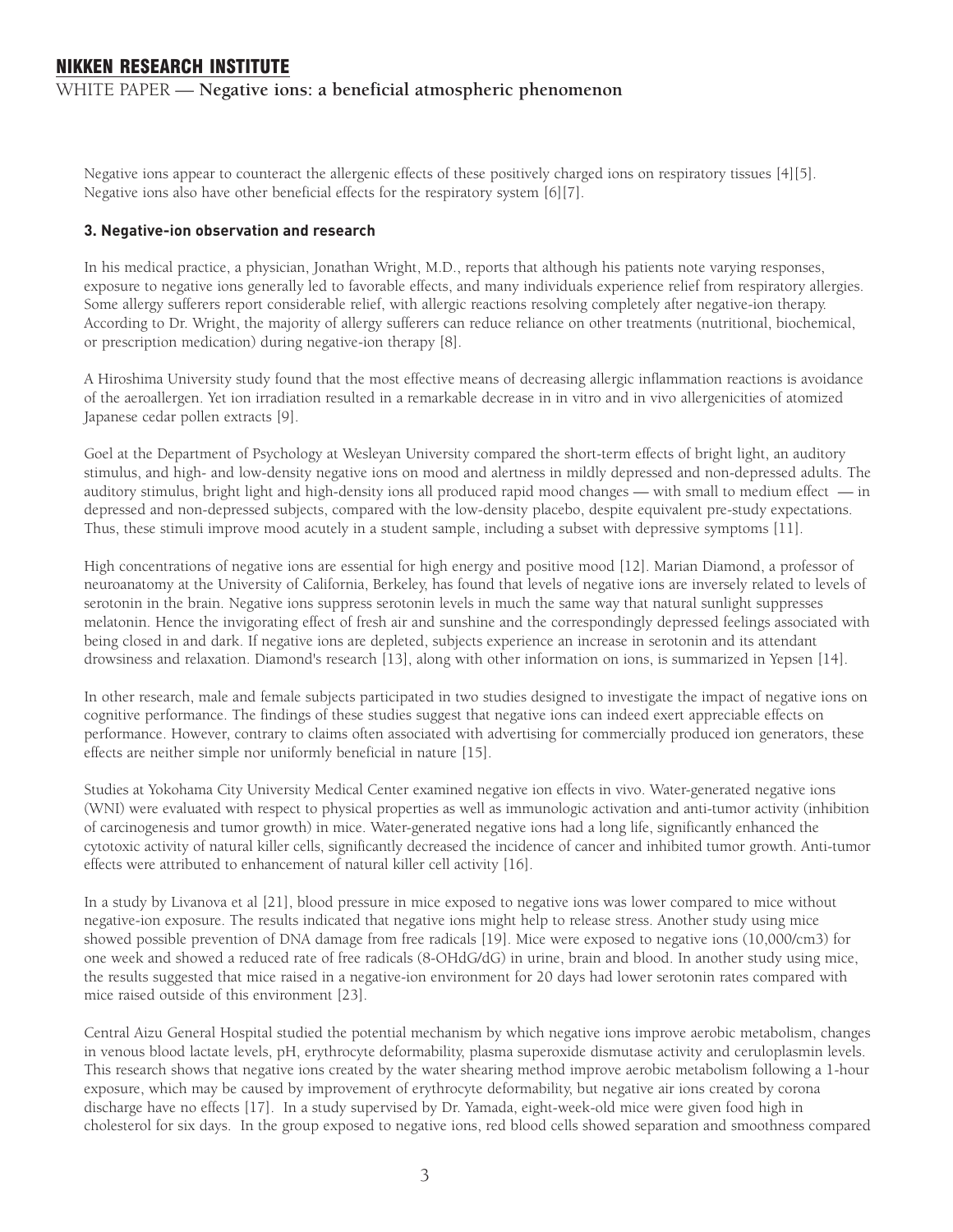Negative ions appear to counteract the allergenic effects of these positively charged ions on respiratory tissues [4][5]. Negative ions also have other beneficial effects for the respiratory system [6][7].

### 3. Negative-ion observation and research

In his medical practice, a physician, Jonathan Wright, M.D., reports that although his patients note varying responses, exposure to negative ions generally led to favorable effects, and many individuals experience relief from respiratory allergies. Some allergy sufferers report considerable relief, with allergic reactions resolving completely after negative-ion therapy. According to Dr. Wright, the majority of allergy sufferers can reduce reliance on other treatments (nutritional, biochemical, or prescription medication) during negative-ion therapy [8].

A Hiroshima University study found that the most effective means of decreasing allergic inflammation reactions is avoidance of the aeroallergen. Yet ion irradiation resulted in a remarkable decrease in in vitro and in vivo allergenicities of atomized Japanese cedar pollen extracts [9].

Goel at the Department of Psychology at Wesleyan University compared the short-term effects of bright light, an auditory stimulus, and high- and low-density negative ions on mood and alertness in mildly depressed and non-depressed adults. The auditory stimulus, bright light and high-density ions all produced rapid mood changes — with small to medium effect — in depressed and non-depressed subjects, compared with the low-density placebo, despite equivalent pre-study expectations. Thus, these stimuli improve mood acutely in a student sample, including a subset with depressive symptoms [11].

High concentrations of negative ions are essential for high energy and positive mood [12]. Marian Diamond, a professor of neuroanatomy at the University of California, Berkeley, has found that levels of negative ions are inversely related to levels of serotonin in the brain. Negative ions suppress serotonin levels in much the same way that natural sunlight suppresses melatonin. Hence the invigorating effect of fresh air and sunshine and the correspondingly depressed feelings associated with being closed in and dark. If negative ions are depleted, subjects experience an increase in serotonin and its attendant drowsiness and relaxation. Diamond's research [13], along with other information on ions, is summarized in Yepsen [14].

In other research, male and female subjects participated in two studies designed to investigate the impact of negative ions on cognitive performance. The findings of these studies suggest that negative ions can indeed exert appreciable effects on performance. However, contrary to claims often associated with advertising for commercially produced ion generators, these effects are neither simple nor uniformly beneficial in nature [15].

Studies at Yokohama City University Medical Center examined negative ion effects in vivo. Water-generated negative ions (WNI) were evaluated with respect to physical properties as well as immunologic activation and anti-tumor activity (inhibition of carcinogenesis and tumor growth) in mice. Water-generated negative ions had a long life, significantly enhanced the cytotoxic activity of natural killer cells, significantly decreased the incidence of cancer and inhibited tumor growth. Anti-tumor effects were attributed to enhancement of natural killer cell activity [16].

In a study by Livanova et al [21], blood pressure in mice exposed to negative ions was lower compared to mice without negative-ion exposure. The results indicated that negative ions might help to release stress. Another study using mice showed possible prevention of DNA damage from free radicals [19]. Mice were exposed to negative ions (10,000/cm3) for one week and showed a reduced rate of free radicals (8-OHdG/dG) in urine, brain and blood. In another study using mice, the results suggested that mice raised in a negative-ion environment for 20 days had lower serotonin rates compared with mice raised outside of this environment [23].

Central Aizu General Hospital studied the potential mechanism by which negative ions improve aerobic metabolism, changes in venous blood lactate levels, pH, erythrocyte deformability, plasma superoxide dismutase activity and ceruloplasmin levels. This research shows that negative ions created by the water shearing method improve aerobic metabolism following a 1-hour exposure, which may be caused by improvement of erythrocyte deformability, but negative air ions created by corona discharge have no effects [17]. In a study supervised by Dr. Yamada, eight-week-old mice were given food high in cholesterol for six days. In the group exposed to negative ions, red blood cells showed separation and smoothness compared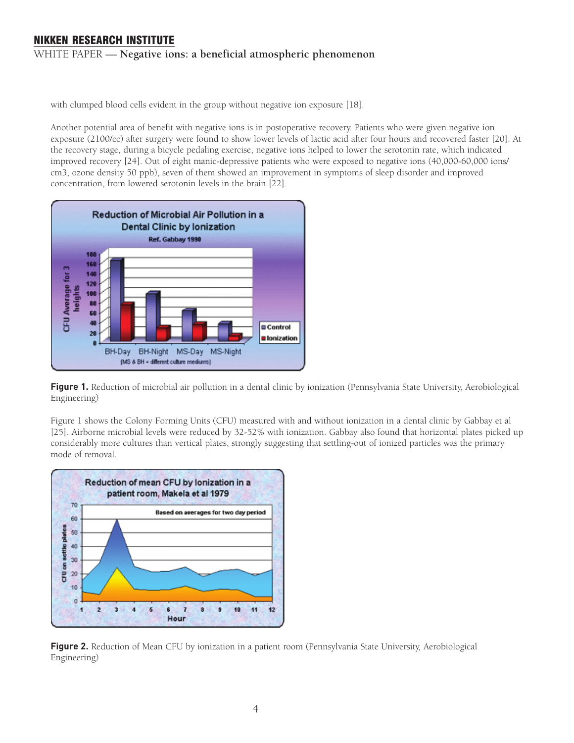with clumped blood cells evident in the group without negative ion exposure [18].

Another potential area of benefit with negative ions is in postoperative recovery. Patients who were given negative ion exposure (2100/cc) after surgery were found to show lower levels of lactic acid after four hours and recovered faster [20]. At the recovery stage, during a bicycle pedaling exercise, negative ions helped to lower the serotonin rate, which indicated improved recovery [24]. Out of eight manic-depressive patients who were exposed to negative ions (40,000-60,000 ions/cm3, ozone density 50 ppb), seven of them showed an improvement in symptoms of sleep disorder and improved concentration, from lowered serotonin levels in the brain [22].

**Figure 1.** Reduction of microbial air pollution in a dental clinic by ionization (Pennsylvania State University, Aerobiological Engineering)

Figure 1 shows the Colony Forming Units (CFU) measured with and without ionization in a dental clinic by Gabbay et al [25]. Airborne microbial levels were reduced by 32-52% with ionization. Gabbay also found that horizontal plates picked up considerably more cultures than vertical plates, strongly suggesting that settling-out of ionized particles was the primary mode of removal.

**Figure 2.** Reduction of Mean CFU by ionization in a patient room (Pennsylvania State University, Aerobiological Engineering)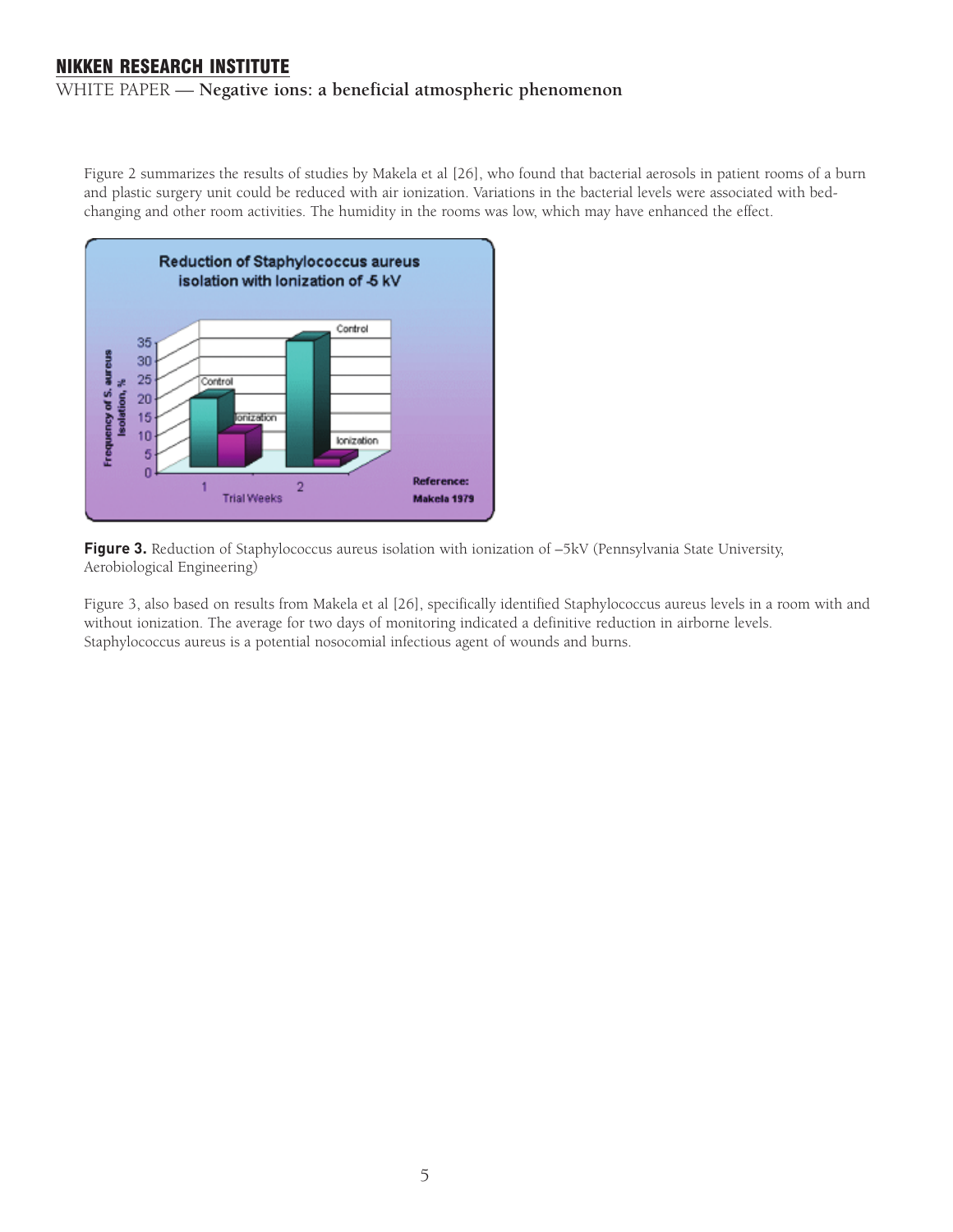Figure 2 summarizes the results of studies by Makela et al [26], who found that bacterial aerosols in patient rooms of a burn and plastic surgery unit could be reduced with air ionization. Variations in the bacterial levels were associated with bed-changing and other room activities. The humidity in the rooms was low, which may have enhanced the effect.

**Figure 3.** Reduction of Staphylococcus aureus isolation with ionization of –5kV (Pennsylvania State University, Aerobiological Engineering)

Figure 3, also based on results from Makela et al [26], specifically identified Staphylococcus aureus levels in a room with and without ionization. The average for two days of monitoring indicated a definitive reduction in airborne levels. Staphylococcus aureus is a potential nosocomial infectious agent of wounds and burns.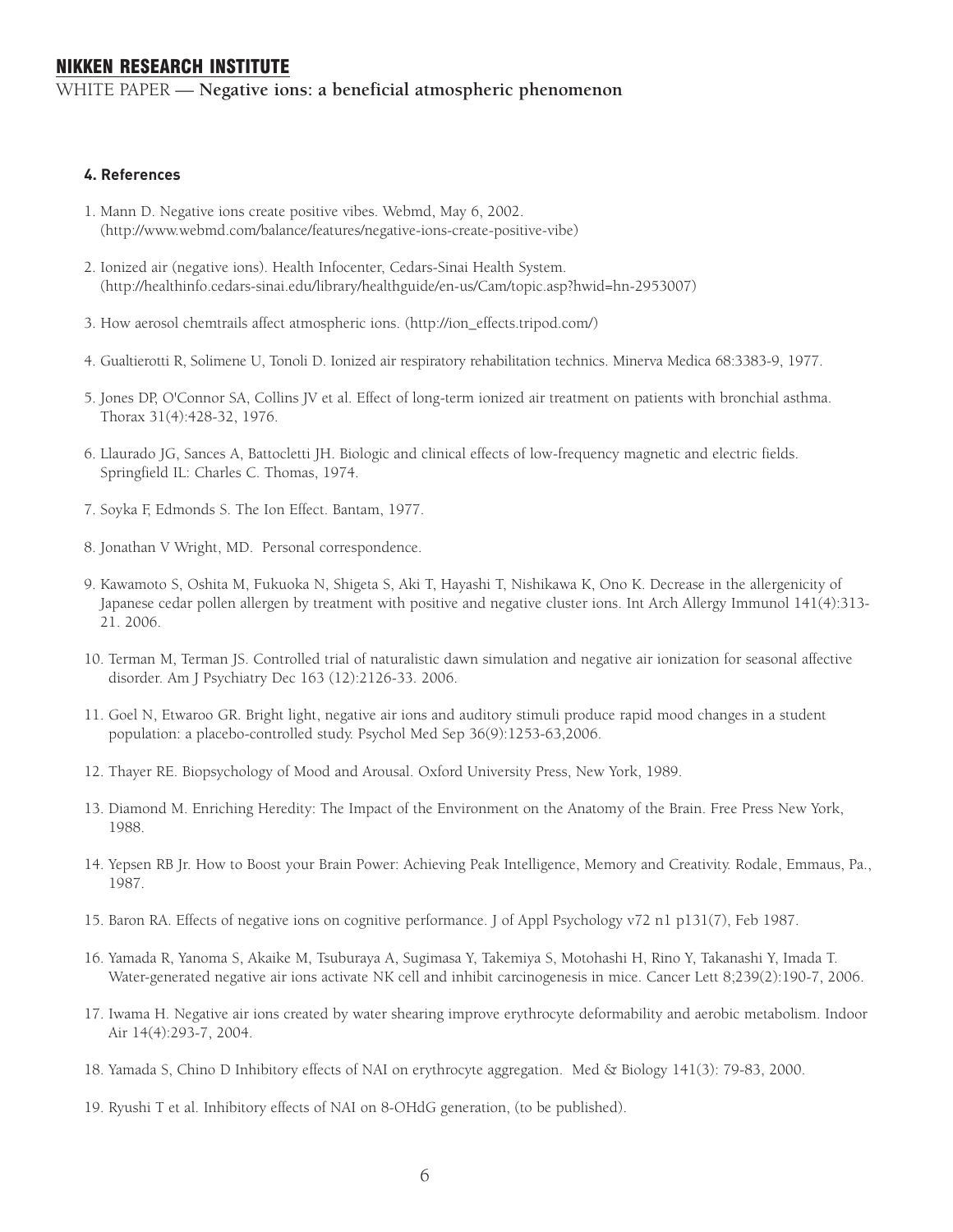#### 4. References

1. Mann D. Negative ions create positive vibes. Webmd, May 6, 2002. (http://www.webmd.com/balance/features/negative-ions-create-positive-vibe)

2. Ionized air (negative ions). Health Infocenter, Cedars-Sinai Health System. (http://healthinfo.cedars-sinai.edu/library/healthguide/en-us/Cam/topic.asp?hwid=hn-2953007)

3. How aerosol chemtrails affect atmospheric ions. (http://ion_effects.tripod.com/)

4. Gualtierotti R, Solimene U, Tonoli D. Ionized air respiratory rehabilitation technics. Minerva Medica 68:3383-9, 1977.

5. Jones DP, O'Connor SA, Collins JV et al. Effect of long-term ionized air treatment on patients with bronchial asthma. Thorax 31(4):428-32, 1976.

6. Llaurado JG, Sances A, Battocletti JH. Biologic and clinical effects of low-frequency magnetic and electric fields. Springfield IL: Charles C. Thomas, 1974.

7. Soyka F, Edmonds S. The Ion Effect. Bantam, 1977.

8. Jonathan V Wright, MD. Personal correspondence.

9. Kawamoto S, Oshita M, Fukuoka N, Shigeta S, Aki T, Hayashi T, Nishikawa K, Ono K. Decrease in the allergenicity of Japanese cedar pollen allergen by treatment with positive and negative cluster ions. Int Arch Allergy Immunol 141(4):313-21. 2006.

10. Terman M, Terman JS. Controlled trial of naturalistic dawn simulation and negative air ionization for seasonal affective disorder. Am J Psychiatry Dec 163 (12):2126-33. 2006.

11. Goel N, Etwaroo GR. Bright light, negative air ions and auditory stimuli produce rapid mood changes in a student population: a placebo-controlled study. Psychol Med Sep 36(9):1253-63,2006.

12. Thayer RE. Biopsychology of Mood and Arousal. Oxford University Press, New York, 1989.

13. Diamond M. Enriching Heredity: The Impact of the Environment on the Anatomy of the Brain. Free Press New York, 1988.

14. Yepsen RB Jr. How to Boost your Brain Power: Achieving Peak Intelligence, Memory and Creativity. Rodale, Emmaus, Pa., 1987.

15. Baron RA. Effects of negative ions on cognitive performance. J of Appl Psychology v72 n1 p131(7), Feb 1987.

16. Yamada R, Yanoma S, Akaike M, Tsuburaya A, Sugimasa Y, Takemiya S, Motohashi H, Rino Y, Takanashi Y, Imada T. Water-generated negative air ions activate NK cell and inhibit carcinogenesis in mice. Cancer Lett 8;239(2):190-7, 2006.

17. Iwama H. Negative air ions created by water shearing improve erythrocyte deformability and aerobic metabolism. Indoor Air 14(4):293-7, 2004.

18. Yamada S, Chino D Inhibitory effects of NAI on erythrocyte aggregation. Med & Biology 141(3): 79-83, 2000.

19. Ryushi T et al. Inhibitory effects of NAI on 8-OHdG generation, (to be published).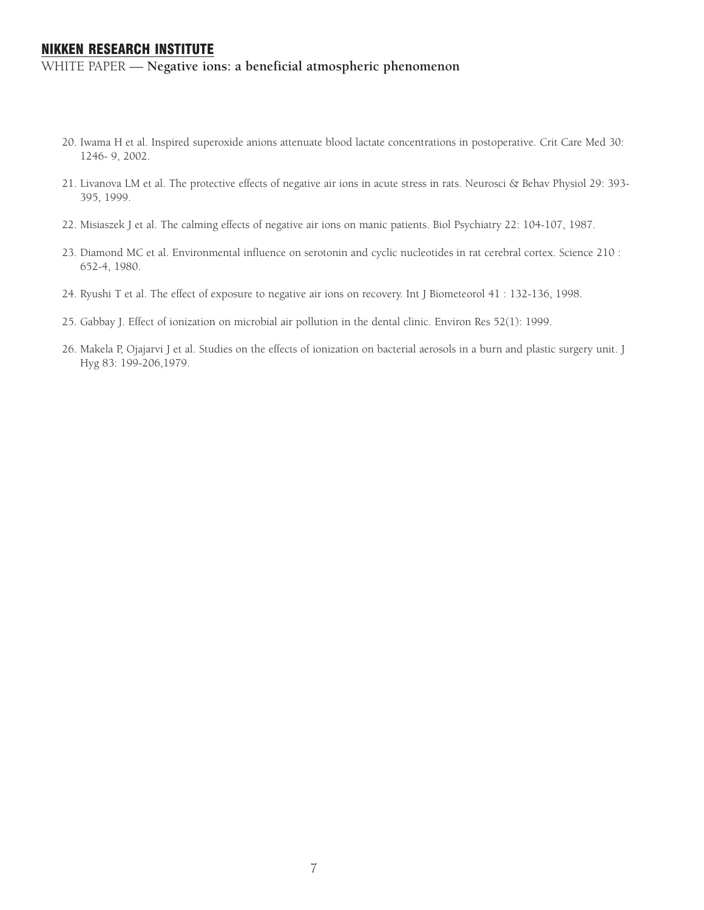20. Iwama H et al. Inspired superoxide anions attenuate blood lactate concentrations in postoperative. Crit Care Med 30: 1246- 9, 2002.

21. Livanova LM et al. The protective effects of negative air ions in acute stress in rats. Neurosci & Behav Physiol 29: 393-395, 1999.

22. Misiaszek J et al. The calming effects of negative air ions on manic patients. Biol Psychiatry 22: 104-107, 1987.

23. Diamond MC et al. Environmental influence on serotonin and cyclic nucleotides in rat cerebral cortex. Science 210 : 652-4, 1980.

24. Ryushi T et al. The effect of exposure to negative air ions on recovery. Int J Biometeorol 41 : 132-136, 1998.

25. Gabbay J. Effect of ionization on microbial air pollution in the dental clinic. Environ Res 52(1): 1999.

26. Makela P, Ojajarvi J et al. Studies on the effects of ionization on bacterial aerosols in a burn and plastic surgery unit. J Hyg 83: 199-206,1979.